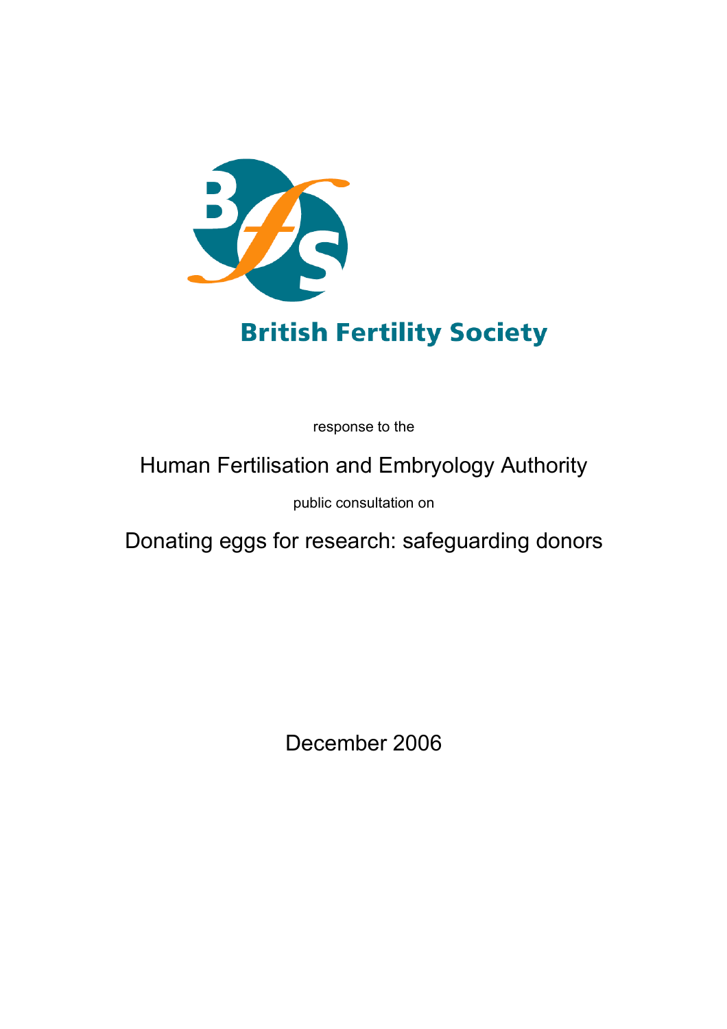British Fertility Society

response to the

# Human Fertilisation and Embryology Authority

public consultation on

# Donating eggs for research: safeguarding donors

December 2006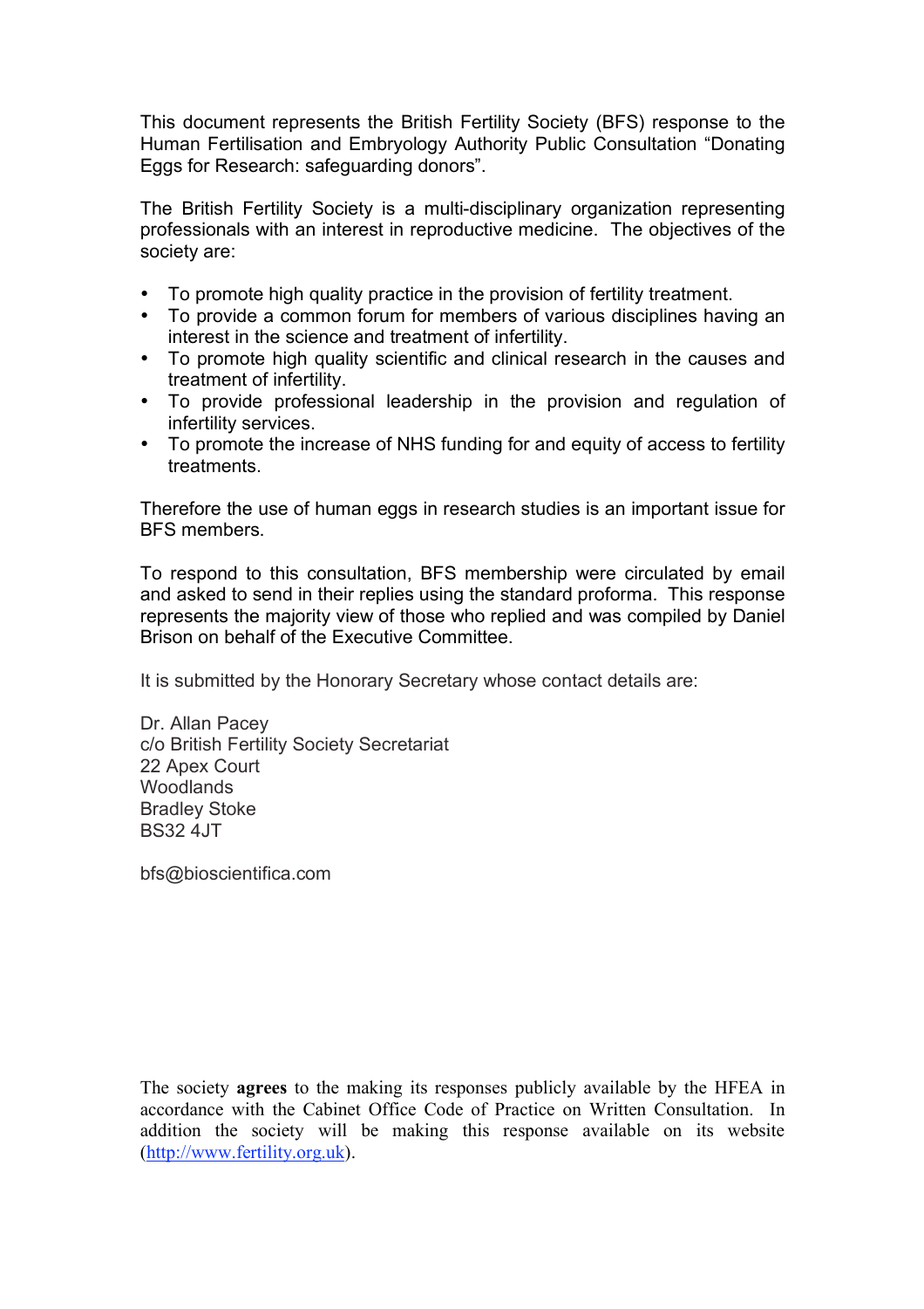This document represents the British Fertility Society (BFS) response to the Human Fertilisation and Embryology Authority Public Consultation "Donating Eggs for Research: safeguarding donors".

The British Fertility Society is a multi-disciplinary organization representing professionals with an interest in reproductive medicine. The objectives of the society are:

- To promote high quality practice in the provision of fertility treatment.
- To provide a common forum for members of various disciplines having an interest in the science and treatment of infertility.
- To promote high quality scientific and clinical research in the causes and treatment of infertility.
- To provide professional leadership in the provision and regulation of infertility services.
- To promote the increase of NHS funding for and equity of access to fertility treatments.

Therefore the use of human eggs in research studies is an important issue for BFS members.

To respond to this consultation, BFS membership were circulated by email and asked to send in their replies using the standard proforma. This response represents the majority view of those who replied and was compiled by Daniel Brison on behalf of the Executive Committee.

It is submitted by the Honorary Secretary whose contact details are:

Dr. Allan Pacey
c/o British Fertility Society Secretariat
22 Apex Court
Woodlands
Bradley Stoke
BS32 4JT

bfs@bioscientifica.com

The society **agrees** to the making its responses publicly available by the HFEA in accordance with the Cabinet Office Code of Practice on Written Consultation. In addition the society will be making this response available on its website (http://www.fertility.org.uk).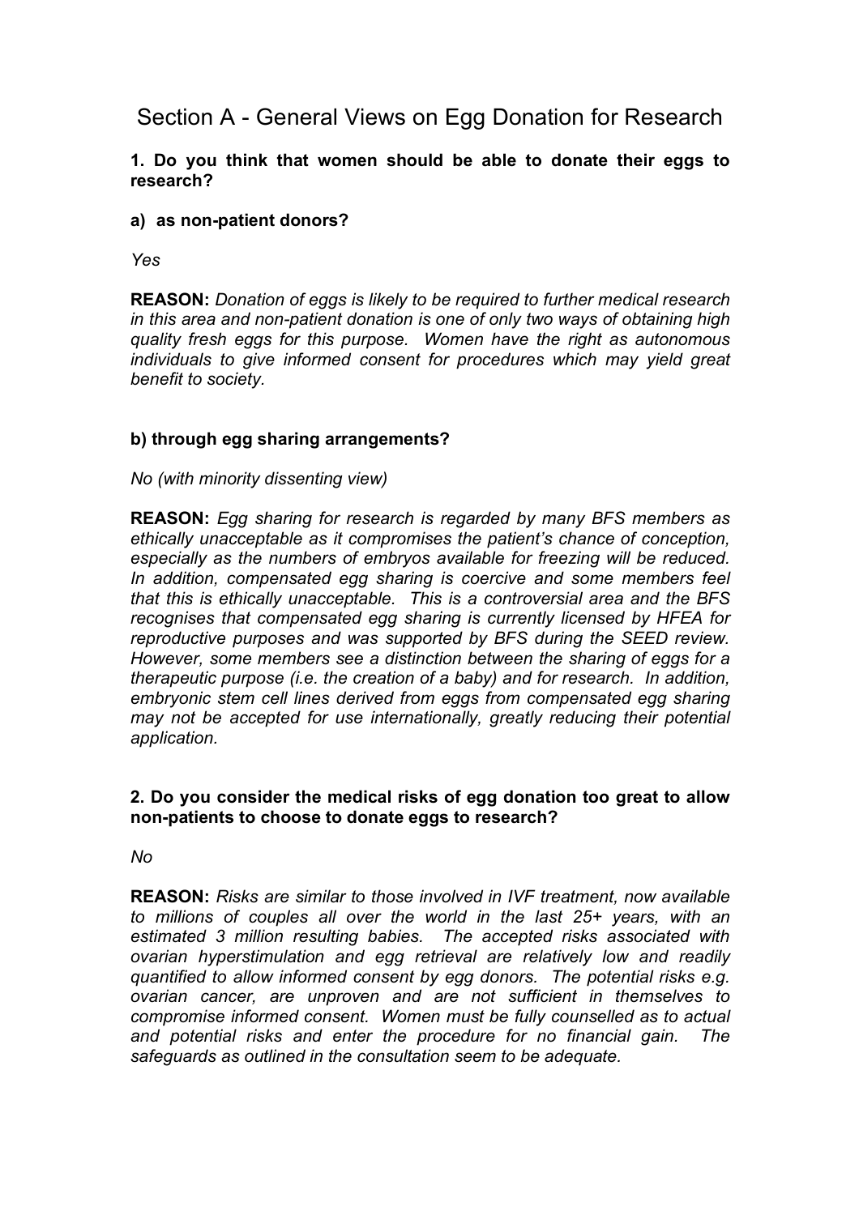# Section A - General Views on Egg Donation for Research

**1. Do you think that women should be able to donate their eggs to research?**

**a) as non-patient donors?**

*Yes*

**REASON:** *Donation of eggs is likely to be required to further medical research in this area and non-patient donation is one of only two ways of obtaining high quality fresh eggs for this purpose. Women have the right as autonomous individuals to give informed consent for procedures which may yield great benefit to society.*

**b) through egg sharing arrangements?**

*No (with minority dissenting view)*

**REASON:** *Egg sharing for research is regarded by many BFS members as ethically unacceptable as it compromises the patient's chance of conception, especially as the numbers of embryos available for freezing will be reduced. In addition, compensated egg sharing is coercive and some members feel that this is ethically unacceptable. This is a controversial area and the BFS recognises that compensated egg sharing is currently licensed by HFEA for reproductive purposes and was supported by BFS during the SEED review. However, some members see a distinction between the sharing of eggs for a therapeutic purpose (i.e. the creation of a baby) and for research. In addition, embryonic stem cell lines derived from eggs from compensated egg sharing may not be accepted for use internationally, greatly reducing their potential application.*

**2. Do you consider the medical risks of egg donation too great to allow non-patients to choose to donate eggs to research?**

*No*

**REASON:** *Risks are similar to those involved in IVF treatment, now available to millions of couples all over the world in the last 25+ years, with an estimated 3 million resulting babies. The accepted risks associated with ovarian hyperstimulation and egg retrieval are relatively low and readily quantified to allow informed consent by egg donors. The potential risks e.g. ovarian cancer, are unproven and are not sufficient in themselves to compromise informed consent. Women must be fully counselled as to actual and potential risks and enter the procedure for no financial gain. The safeguards as outlined in the consultation seem to be adequate.*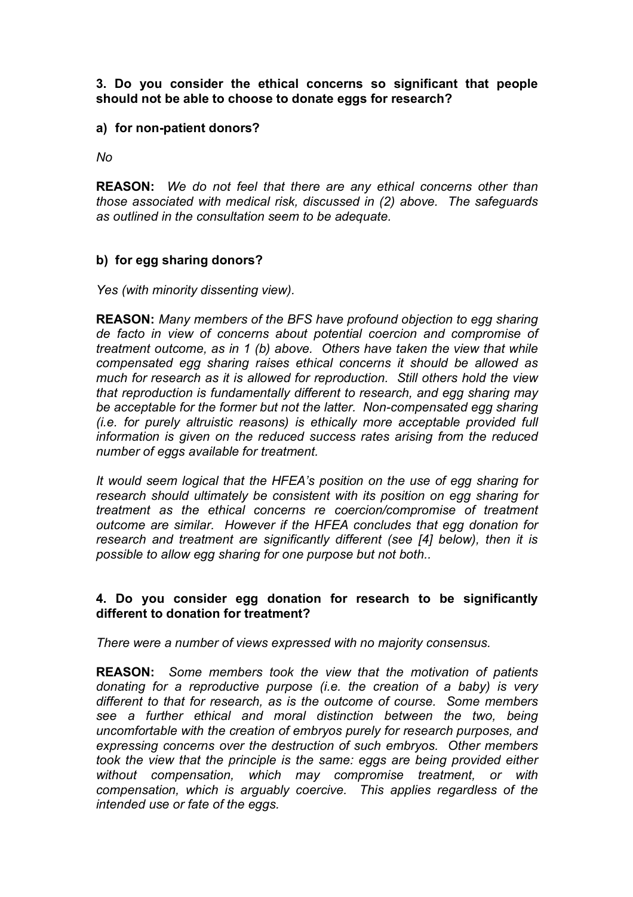**3. Do you consider the ethical concerns so significant that people should not be able to choose to donate eggs for research?**

**a) for non-patient donors?**

*No*

**REASON:** *We do not feel that there are any ethical concerns other than those associated with medical risk, discussed in (2) above. The safeguards as outlined in the consultation seem to be adequate.*

**b) for egg sharing donors?**

*Yes (with minority dissenting view).*

**REASON:** *Many members of the BFS have profound objection to egg sharing de facto in view of concerns about potential coercion and compromise of treatment outcome, as in 1 (b) above. Others have taken the view that while compensated egg sharing raises ethical concerns it should be allowed as much for research as it is allowed for reproduction. Still others hold the view that reproduction is fundamentally different to research, and egg sharing may be acceptable for the former but not the latter. Non-compensated egg sharing (i.e. for purely altruistic reasons) is ethically more acceptable provided full information is given on the reduced success rates arising from the reduced number of eggs available for treatment.*

*It would seem logical that the HFEA's position on the use of egg sharing for research should ultimately be consistent with its position on egg sharing for treatment as the ethical concerns re coercion/compromise of treatment outcome are similar. However if the HFEA concludes that egg donation for research and treatment are significantly different (see [4] below), then it is possible to allow egg sharing for one purpose but not both..*

**4. Do you consider egg donation for research to be significantly different to donation for treatment?**

*There were a number of views expressed with no majority consensus.*

**REASON:** *Some members took the view that the motivation of patients donating for a reproductive purpose (i.e. the creation of a baby) is very different to that for research, as is the outcome of course. Some members see a further ethical and moral distinction between the two, being uncomfortable with the creation of embryos purely for research purposes, and expressing concerns over the destruction of such embryos. Other members took the view that the principle is the same: eggs are being provided either without compensation, which may compromise treatment, or with compensation, which is arguably coercive. This applies regardless of the intended use or fate of the eggs.*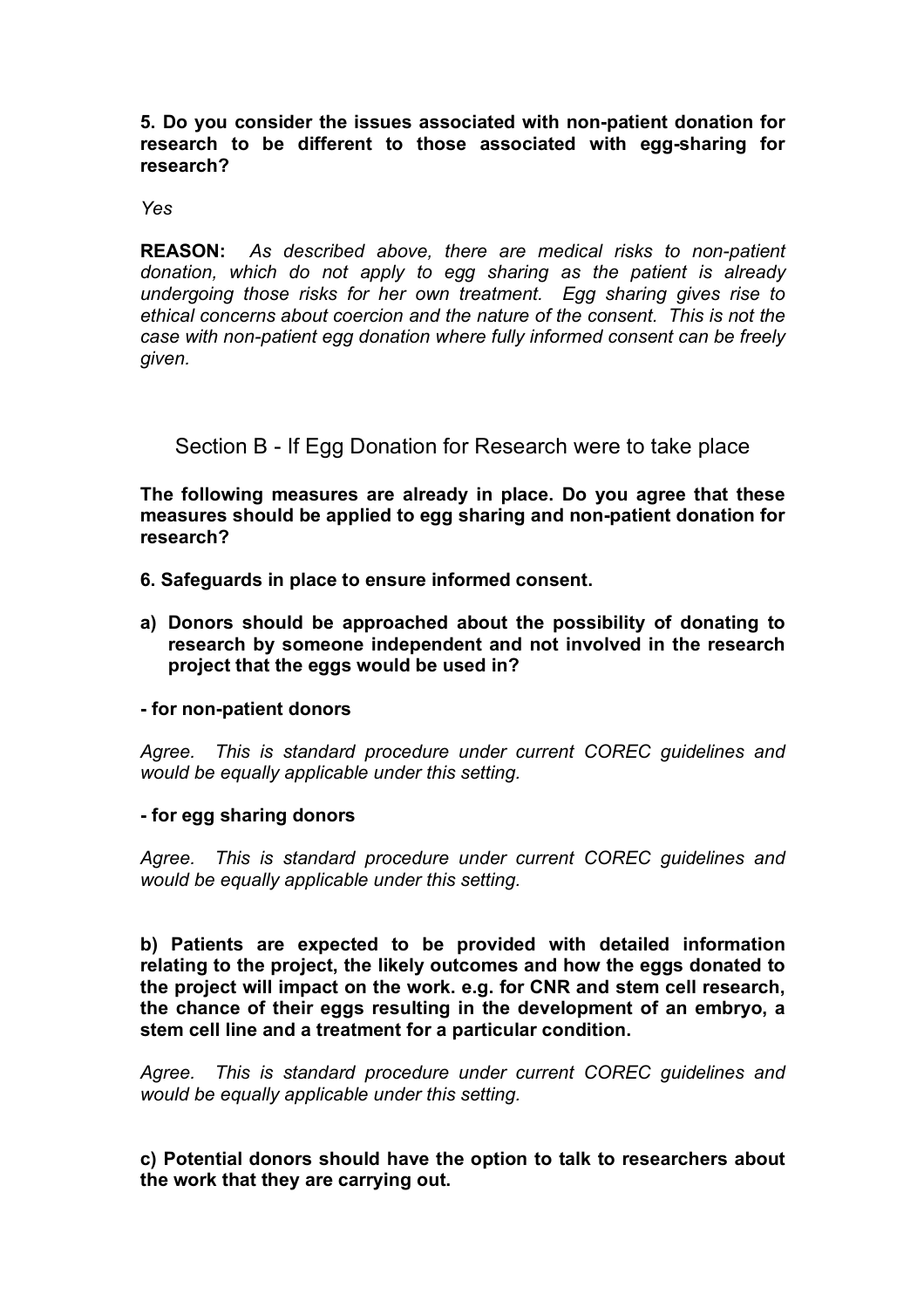**5. Do you consider the issues associated with non-patient donation for research to be different to those associated with egg-sharing for research?**

*Yes*

**REASON:** *As described above, there are medical risks to non-patient donation, which do not apply to egg sharing as the patient is already undergoing those risks for her own treatment. Egg sharing gives rise to ethical concerns about coercion and the nature of the consent. This is not the case with non-patient egg donation where fully informed consent can be freely given.*

## Section B - If Egg Donation for Research were to take place

**The following measures are already in place. Do you agree that these measures should be applied to egg sharing and non-patient donation for research?**

**6. Safeguards in place to ensure informed consent.**

**a) Donors should be approached about the possibility of donating to research by someone independent and not involved in the research project that the eggs would be used in?**

**- for non-patient donors**

*Agree. This is standard procedure under current COREC guidelines and would be equally applicable under this setting.*

**- for egg sharing donors**

*Agree. This is standard procedure under current COREC guidelines and would be equally applicable under this setting.*

**b) Patients are expected to be provided with detailed information relating to the project, the likely outcomes and how the eggs donated to the project will impact on the work. e.g. for CNR and stem cell research, the chance of their eggs resulting in the development of an embryo, a stem cell line and a treatment for a particular condition.**

*Agree. This is standard procedure under current COREC guidelines and would be equally applicable under this setting.*

**c) Potential donors should have the option to talk to researchers about the work that they are carrying out.**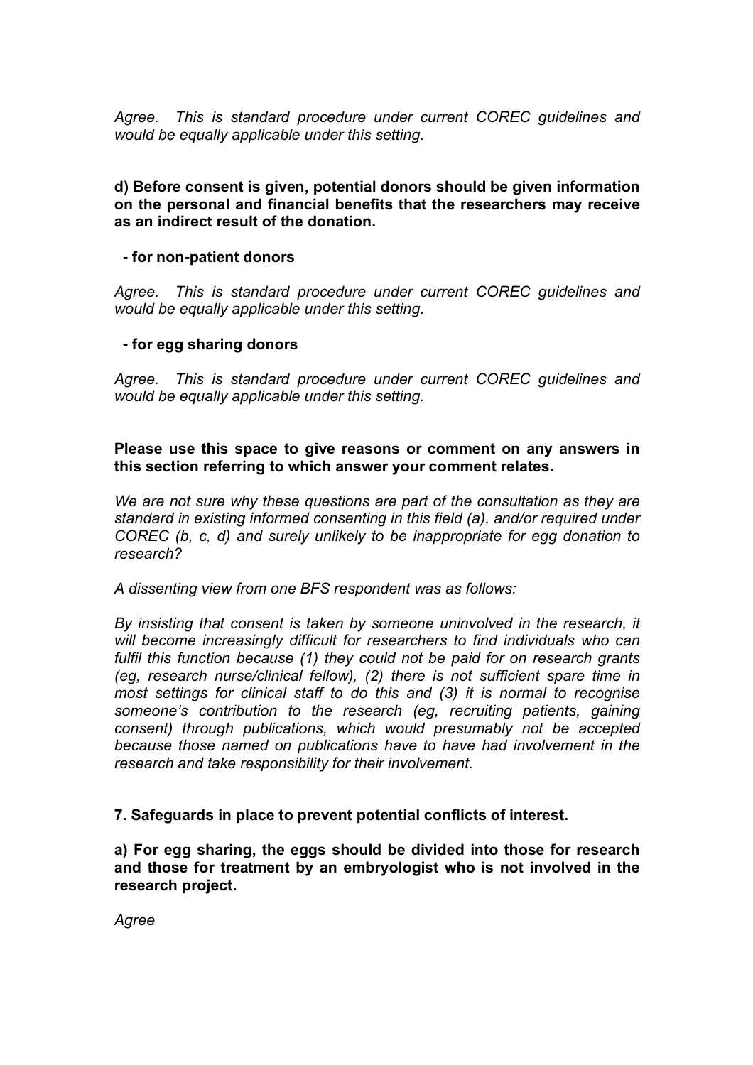*Agree. This is standard procedure under current COREC guidelines and would be equally applicable under this setting.*

**d) Before consent is given, potential donors should be given information on the personal and financial benefits that the researchers may receive as an indirect result of the donation.**

**- for non-patient donors**

*Agree. This is standard procedure under current COREC guidelines and would be equally applicable under this setting.*

**- for egg sharing donors**

*Agree. This is standard procedure under current COREC guidelines and would be equally applicable under this setting.*

**Please use this space to give reasons or comment on any answers in this section referring to which answer your comment relates.**

*We are not sure why these questions are part of the consultation as they are standard in existing informed consenting in this field (a), and/or required under COREC (b, c, d) and surely unlikely to be inappropriate for egg donation to research?*

*A dissenting view from one BFS respondent was as follows:*

*By insisting that consent is taken by someone uninvolved in the research, it will become increasingly difficult for researchers to find individuals who can fulfil this function because (1) they could not be paid for on research grants (eg, research nurse/clinical fellow), (2) there is not sufficient spare time in most settings for clinical staff to do this and (3) it is normal to recognise someone's contribution to the research (eg, recruiting patients, gaining consent) through publications, which would presumably not be accepted because those named on publications have to have had involvement in the research and take responsibility for their involvement.*

**7. Safeguards in place to prevent potential conflicts of interest.**

**a) For egg sharing, the eggs should be divided into those for research and those for treatment by an embryologist who is not involved in the research project.**

*Agree*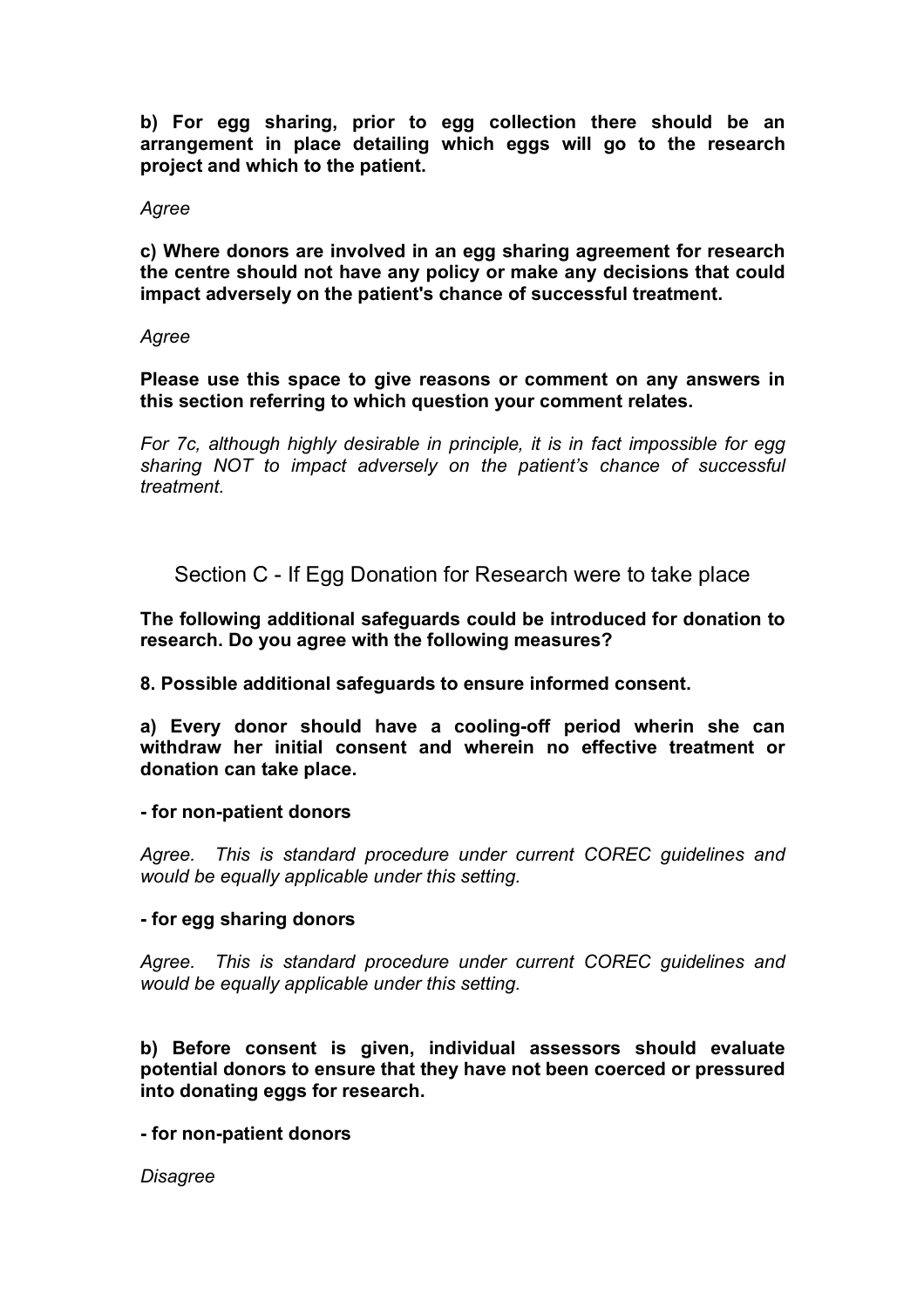**b) For egg sharing, prior to egg collection there should be an arrangement in place detailing which eggs will go to the research project and which to the patient.**

*Agree*

**c) Where donors are involved in an egg sharing agreement for research the centre should not have any policy or make any decisions that could impact adversely on the patient's chance of successful treatment.**

*Agree*

**Please use this space to give reasons or comment on any answers in this section referring to which question your comment relates.**

*For 7c, although highly desirable in principle, it is in fact impossible for egg sharing NOT to impact adversely on the patient's chance of successful treatment.*

## Section C - If Egg Donation for Research were to take place

**The following additional safeguards could be introduced for donation to research. Do you agree with the following measures?**

**8. Possible additional safeguards to ensure informed consent.**

**a) Every donor should have a cooling-off period wherin she can withdraw her initial consent and wherein no effective treatment or donation can take place.**

**- for non-patient donors**

*Agree. This is standard procedure under current COREC guidelines and would be equally applicable under this setting.*

**- for egg sharing donors**

*Agree. This is standard procedure under current COREC guidelines and would be equally applicable under this setting.*

**b) Before consent is given, individual assessors should evaluate potential donors to ensure that they have not been coerced or pressured into donating eggs for research.**

**- for non-patient donors**

*Disagree*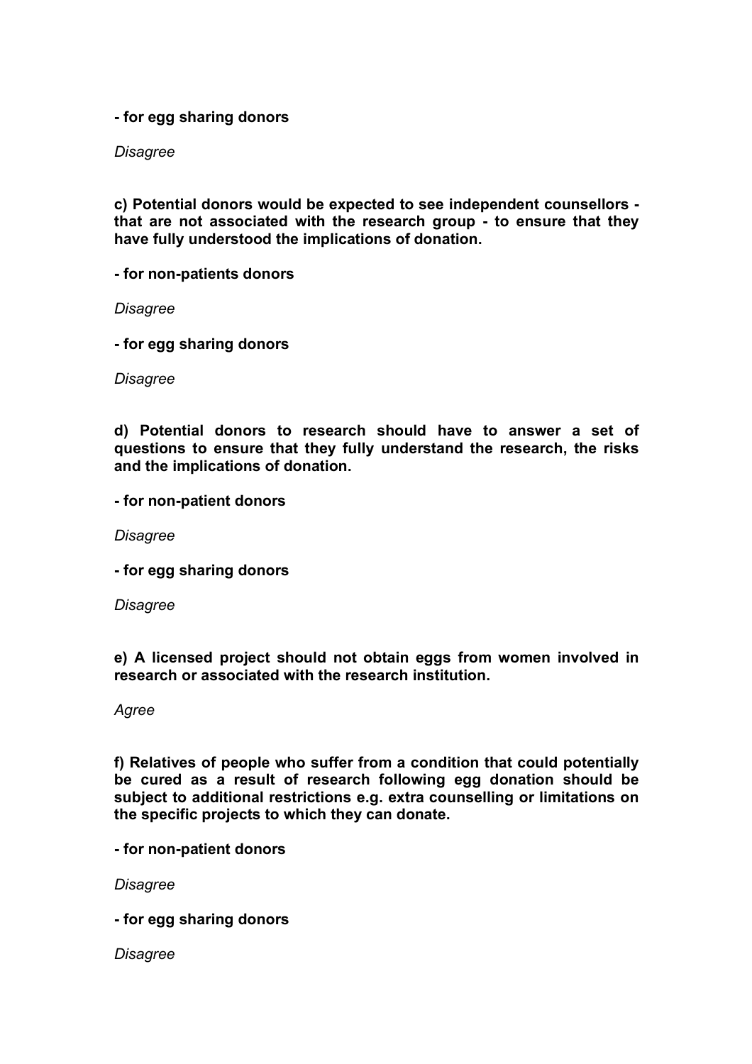**- for egg sharing donors**

*Disagree*

**c) Potential donors would be expected to see independent counsellors - that are not associated with the research group - to ensure that they have fully understood the implications of donation.**

**- for non-patients donors**

*Disagree*

**- for egg sharing donors**

*Disagree*

**d) Potential donors to research should have to answer a set of questions to ensure that they fully understand the research, the risks and the implications of donation.**

**- for non-patient donors**

*Disagree*

**- for egg sharing donors**

*Disagree*

**e) A licensed project should not obtain eggs from women involved in research or associated with the research institution.**

*Agree*

**f) Relatives of people who suffer from a condition that could potentially be cured as a result of research following egg donation should be subject to additional restrictions e.g. extra counselling or limitations on the specific projects to which they can donate.**

**- for non-patient donors**

*Disagree*

**- for egg sharing donors**

*Disagree*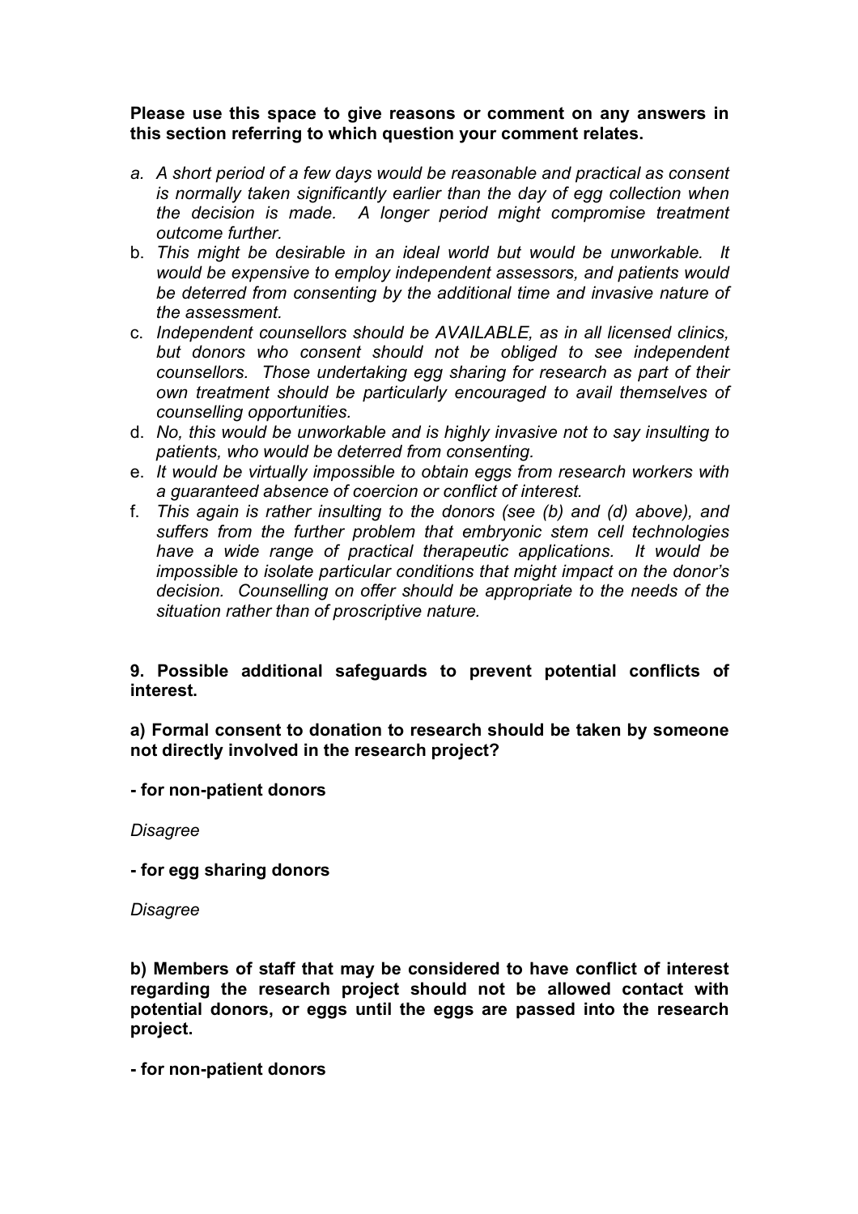**Please use this space to give reasons or comment on any answers in this section referring to which question your comment relates.**

a. *A short period of a few days would be reasonable and practical as consent is normally taken significantly earlier than the day of egg collection when the decision is made. A longer period might compromise treatment outcome further.*
b. *This might be desirable in an ideal world but would be unworkable. It would be expensive to employ independent assessors, and patients would be deterred from consenting by the additional time and invasive nature of the assessment.*
c. *Independent counsellors should be AVAILABLE, as in all licensed clinics, but donors who consent should not be obliged to see independent counsellors. Those undertaking egg sharing for research as part of their own treatment should be particularly encouraged to avail themselves of counselling opportunities.*
d. *No, this would be unworkable and is highly invasive not to say insulting to patients, who would be deterred from consenting.*
e. *It would be virtually impossible to obtain eggs from research workers with a guaranteed absence of coercion or conflict of interest.*
f. *This again is rather insulting to the donors (see (b) and (d) above), and suffers from the further problem that embryonic stem cell technologies have a wide range of practical therapeutic applications. It would be impossible to isolate particular conditions that might impact on the donor's decision. Counselling on offer should be appropriate to the needs of the situation rather than of proscriptive nature.*

**9. Possible additional safeguards to prevent potential conflicts of interest.**

**a) Formal consent to donation to research should be taken by someone not directly involved in the research project?**

**- for non-patient donors**

*Disagree*

**- for egg sharing donors**

*Disagree*

**b) Members of staff that may be considered to have conflict of interest regarding the research project should not be allowed contact with potential donors, or eggs until the eggs are passed into the research project.**

**- for non-patient donors**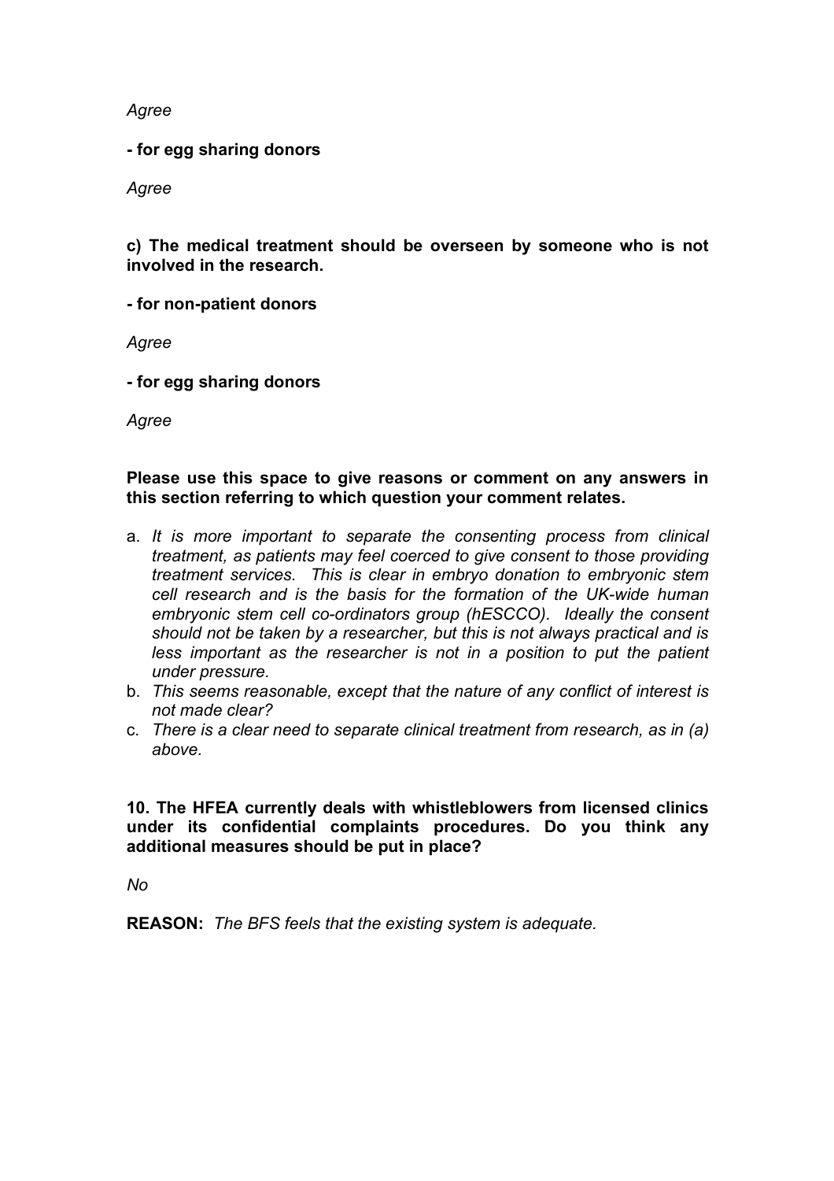*Agree*

**- for egg sharing donors**

*Agree*

**c) The medical treatment should be overseen by someone who is not involved in the research.**

**- for non-patient donors**

*Agree*

**- for egg sharing donors**

*Agree*

**Please use this space to give reasons or comment on any answers in this section referring to which question your comment relates.**

a. *It is more important to separate the consenting process from clinical treatment, as patients may feel coerced to give consent to those providing treatment services. This is clear in embryo donation to embryonic stem cell research and is the basis for the formation of the UK-wide human embryonic stem cell co-ordinators group (hESCCO). Ideally the consent should not be taken by a researcher, but this is not always practical and is less important as the researcher is not in a position to put the patient under pressure.*
b. *This seems reasonable, except that the nature of any conflict of interest is not made clear?*
c. *There is a clear need to separate clinical treatment from research, as in (a) above.*

**10. The HFEA currently deals with whistleblowers from licensed clinics under its confidential complaints procedures. Do you think any additional measures should be put in place?**

*No*

**REASON:** *The BFS feels that the existing system is adequate.*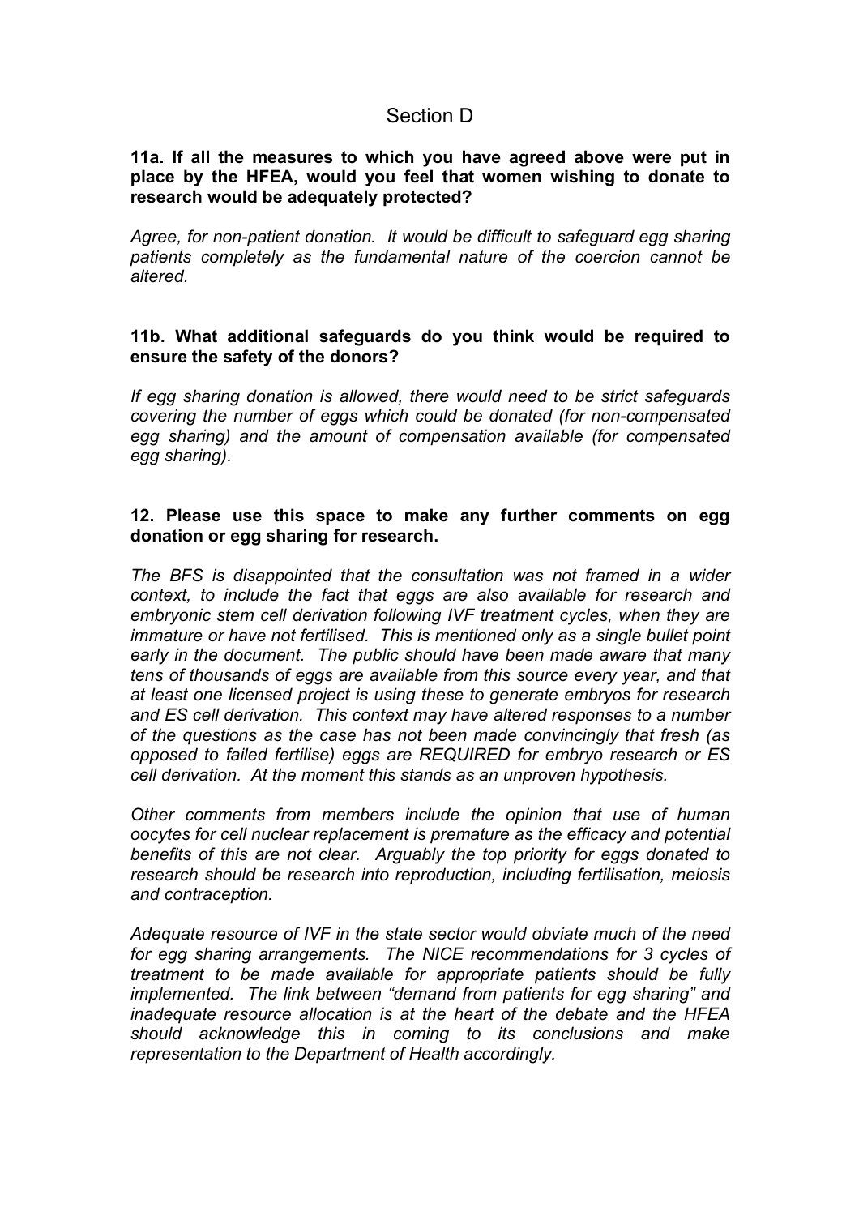# Section D

**11a. If all the measures to which you have agreed above were put in place by the HFEA, would you feel that women wishing to donate to research would be adequately protected?**

*Agree, for non-patient donation. It would be difficult to safeguard egg sharing patients completely as the fundamental nature of the coercion cannot be altered.*

**11b. What additional safeguards do you think would be required to ensure the safety of the donors?**

*If egg sharing donation is allowed, there would need to be strict safeguards covering the number of eggs which could be donated (for non-compensated egg sharing) and the amount of compensation available (for compensated egg sharing).*

**12. Please use this space to make any further comments on egg donation or egg sharing for research.**

*The BFS is disappointed that the consultation was not framed in a wider context, to include the fact that eggs are also available for research and embryonic stem cell derivation following IVF treatment cycles, when they are immature or have not fertilised. This is mentioned only as a single bullet point early in the document. The public should have been made aware that many tens of thousands of eggs are available from this source every year, and that at least one licensed project is using these to generate embryos for research and ES cell derivation. This context may have altered responses to a number of the questions as the case has not been made convincingly that fresh (as opposed to failed fertilise) eggs are REQUIRED for embryo research or ES cell derivation. At the moment this stands as an unproven hypothesis.*

*Other comments from members include the opinion that use of human oocytes for cell nuclear replacement is premature as the efficacy and potential benefits of this are not clear. Arguably the top priority for eggs donated to research should be research into reproduction, including fertilisation, meiosis and contraception.*

*Adequate resource of IVF in the state sector would obviate much of the need for egg sharing arrangements. The NICE recommendations for 3 cycles of treatment to be made available for appropriate patients should be fully implemented. The link between "demand from patients for egg sharing" and inadequate resource allocation is at the heart of the debate and the HFEA should acknowledge this in coming to its conclusions and make representation to the Department of Health accordingly.*